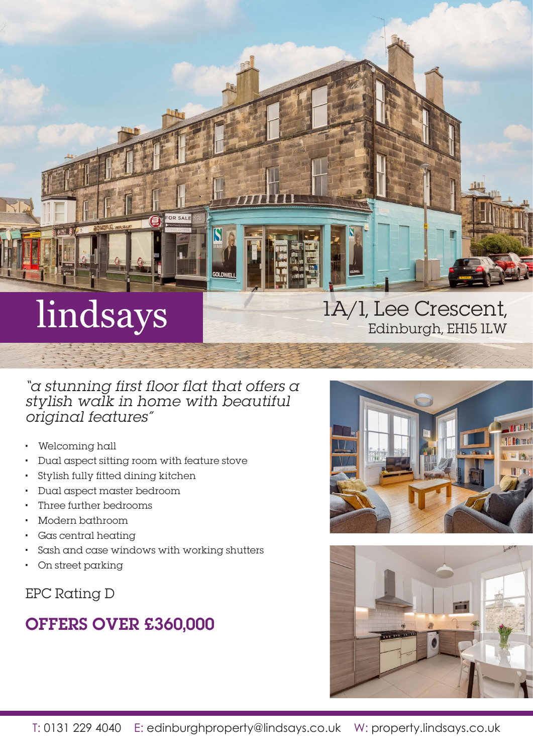# lindsays

## 1A/1, Lee Crescent,
Edinburgh, EH15 1LW

*"a stunning first floor flat that offers a stylish walk in home with beautiful original features"*

- Welcoming hall
- Dual aspect sitting room with feature stove
- Stylish fully fitted dining kitchen
- Dual aspect master bedroom
- Three further bedrooms
- Modern bathroom
- Gas central heating
- Sash and case windows with working shutters
- On street parking

EPC Rating D

## OFFERS OVER £360,000

T: 0131 229 4040 E: edinburghproperty@lindsays.co.uk W: property.lindsays.co.uk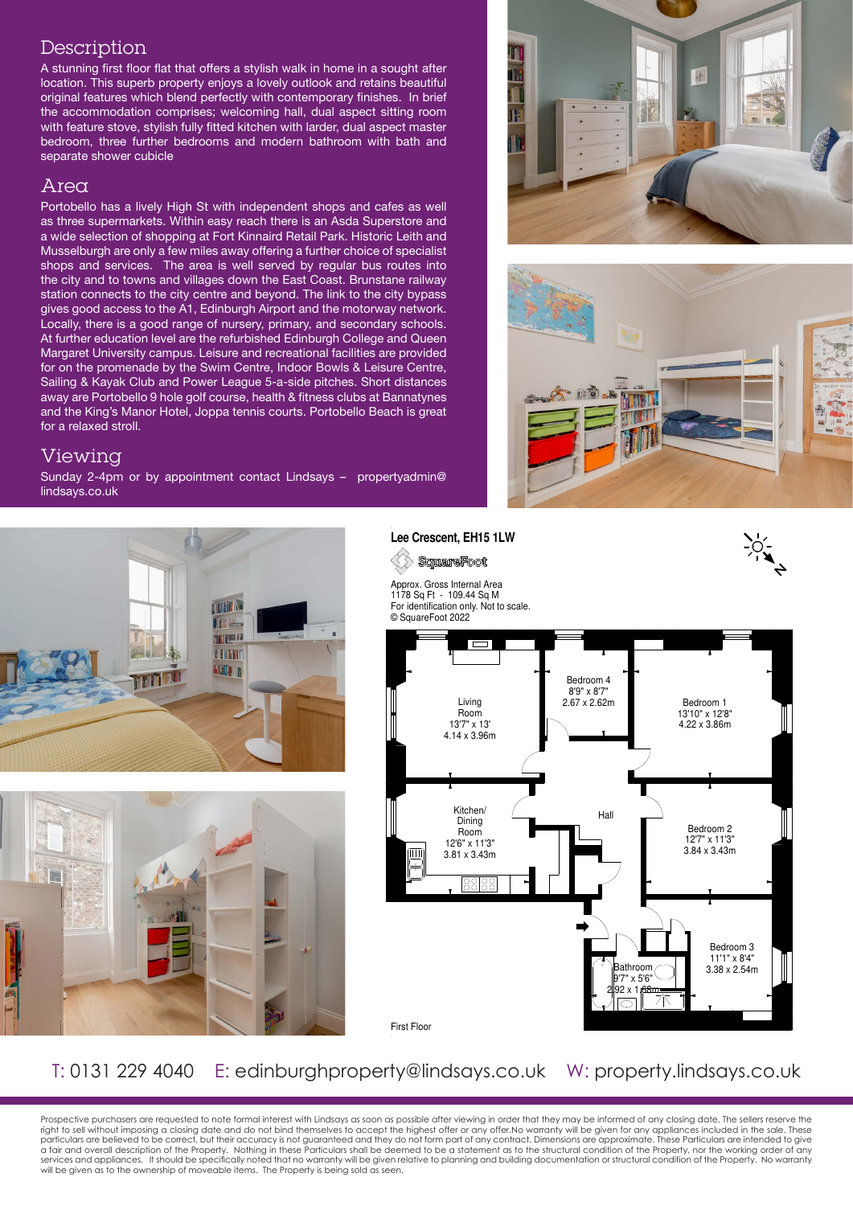## Description

A stunning first floor flat that offers a stylish walk in home in a sought after location. This superb property enjoys a lovely outlook and retains beautiful original features which blend perfectly with contemporary finishes. In brief the accommodation comprises; welcoming hall, dual aspect sitting room with feature stove, stylish fully fitted kitchen with larder, dual aspect master bedroom, three further bedrooms and modern bathroom with bath and separate shower cubicle

## Area

Portobello has a lively High St with independent shops and cafes as well as three supermarkets. Within easy reach there is an Asda Superstore and a wide selection of shopping at Fort Kinnaird Retail Park. Historic Leith and Musselburgh are only a few miles away offering a further choice of specialist shops and services. The area is well served by regular bus routes into the city and to towns and villages down the East Coast. Brunstane railway station connects to the city centre and beyond. The link to the city bypass gives good access to the A1, Edinburgh Airport and the motorway network. Locally, there is a good range of nursery, primary, and secondary schools. At further education level are the refurbished Edinburgh College and Queen Margaret University campus. Leisure and recreational facilities are provided for on the promenade by the Swim Centre, Indoor Bowls & Leisure Centre, Sailing & Kayak Club and Power League 5-a-side pitches. Short distances away are Portobello 9 hole golf course, health & fitness clubs at Bannatynes and the King's Manor Hotel, Joppa tennis courts. Portobello Beach is great for a relaxed stroll.

## Viewing

Sunday 2-4pm or by appointment contact Lindsays – propertyadmin@lindsays.co.uk

**Lee Crescent, EH15 1LW**

SquareFoot

Approx. Gross Internal Area
1178 Sq Ft - 109.44 Sq M
For identification only. Not to scale.
© SquareFoot 2022

Living Room
13'7" x 13'
4.14 x 3.96m

Bedroom 4
8'9" x 8'7"
2.67 x 2.62m

Bedroom 1
13'10" x 12'8"
4.22 x 3.86m

Kitchen/ Dining Room
12'6" x 11'3"
3.81 x 3.43m

Hall

Bedroom 2
12'7" x 11'3"
3.84 x 3.43m

Bedroom 3
11'1" x 8'4"
3.38 x 2.54m

Bathroom
9'7" x 5'6"
2.92 x 1.68m

First Floor

T: 0131 229 4040 E: edinburghproperty@lindsays.co.uk W: property.lindsays.co.uk

Prospective purchasers are requested to note formal interest with Lindsays as soon as possible after viewing in order that they may be informed of any closing date. The sellers reserve the right to sell without imposing a closing date and do not bind themselves to accept the highest offer or any offer.No warranty will be given for any appliances included in the sale. These particulars are believed to be correct, but their accuracy is not guaranteed and they do not form part of any contract. Dimensions are approximate. These Particulars are intended to give a fair and overall description of the Property. Nothing in these Particulars shall be deemed to be a statement as to the structural condition of the Property, nor the working order of any services and appliances. It should be specifically noted that no warranty will be given relative to planning and building documentation or structural condition of the Property. No warranty will be given as to the ownership of moveable items. The Property is being sold as seen.